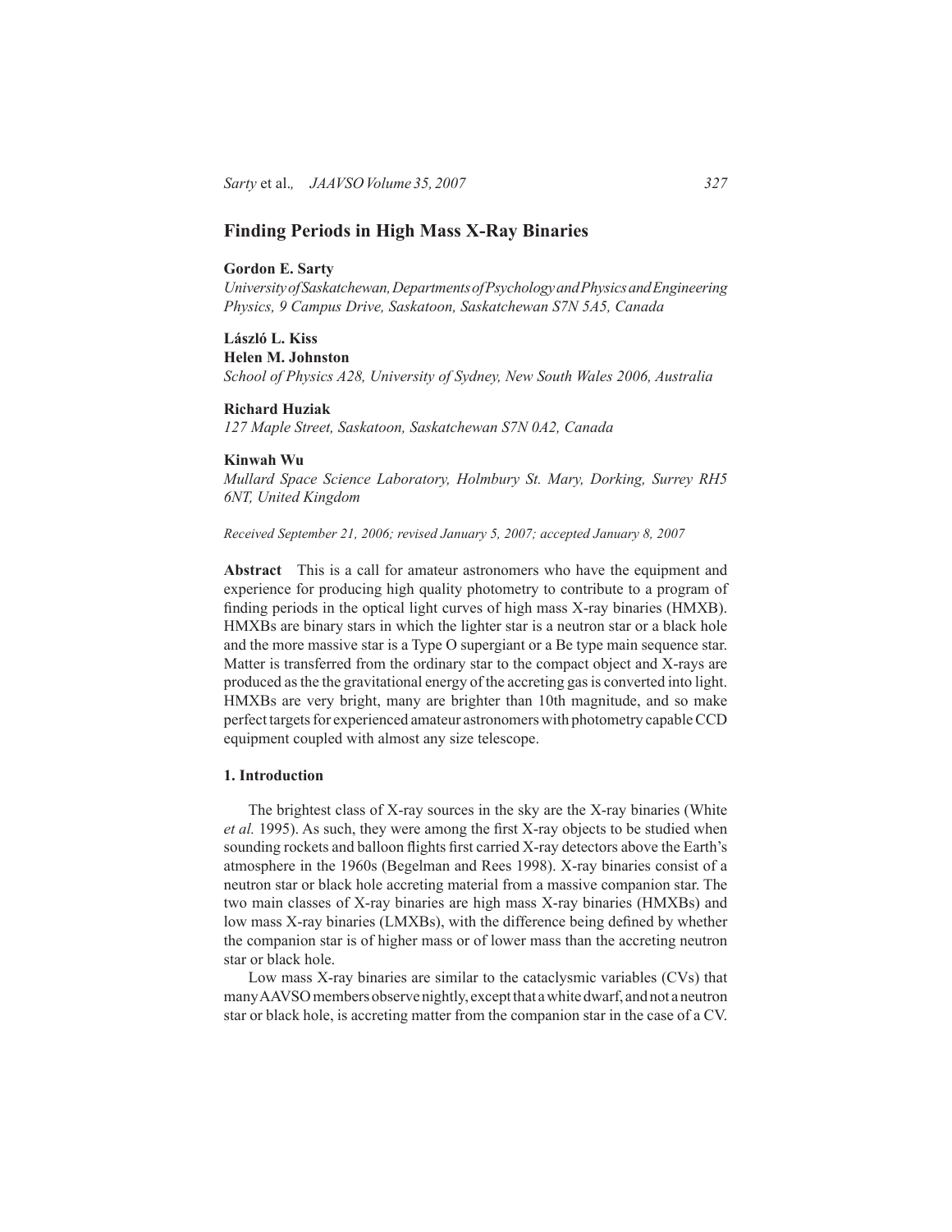# Finding Periods in High Mass X-Ray Binaries

**Gordon E. Sarty**

*University of Saskatchewan, Departments of Psychology and Physics and Engineering Physics, 9 Campus Drive, Saskatoon, Saskatchewan S7N 5A5, Canada*

**László L. Kiss**
**Helen M. Johnston**

*School of Physics A28, University of Sydney, New South Wales 2006, Australia*

**Richard Huziak**

*127 Maple Street, Saskatoon, Saskatchewan S7N 0A2, Canada*

**Kinwah Wu**

*Mullard Space Science Laboratory, Holmbury St. Mary, Dorking, Surrey RH5 6NT, United Kingdom*

*Received September 21, 2006; revised January 5, 2007; accepted January 8, 2007*

**Abstract** This is a call for amateur astronomers who have the equipment and experience for producing high quality photometry to contribute to a program of finding periods in the optical light curves of high mass X-ray binaries (HMXB). HMXBs are binary stars in which the lighter star is a neutron star or a black hole and the more massive star is a Type O supergiant or a Be type main sequence star. Matter is transferred from the ordinary star to the compact object and X-rays are produced as the the gravitational energy of the accreting gas is converted into light. HMXBs are very bright, many are brighter than 10th magnitude, and so make perfect targets for experienced amateur astronomers with photometry capable CCD equipment coupled with almost any size telescope.

## 1. Introduction

The brightest class of X-ray sources in the sky are the X-ray binaries (White *et al.* 1995). As such, they were among the first X-ray objects to be studied when sounding rockets and balloon flights first carried X-ray detectors above the Earth's atmosphere in the 1960s (Begelman and Rees 1998). X-ray binaries consist of a neutron star or black hole accreting material from a massive companion star. The two main classes of X-ray binaries are high mass X-ray binaries (HMXBs) and low mass X-ray binaries (LMXBs), with the difference being defined by whether the companion star is of higher mass or of lower mass than the accreting neutron star or black hole.

Low mass X-ray binaries are similar to the cataclysmic variables (CVs) that many AAVSO members observe nightly, except that a white dwarf, and not a neutron star or black hole, is accreting matter from the companion star in the case of a CV.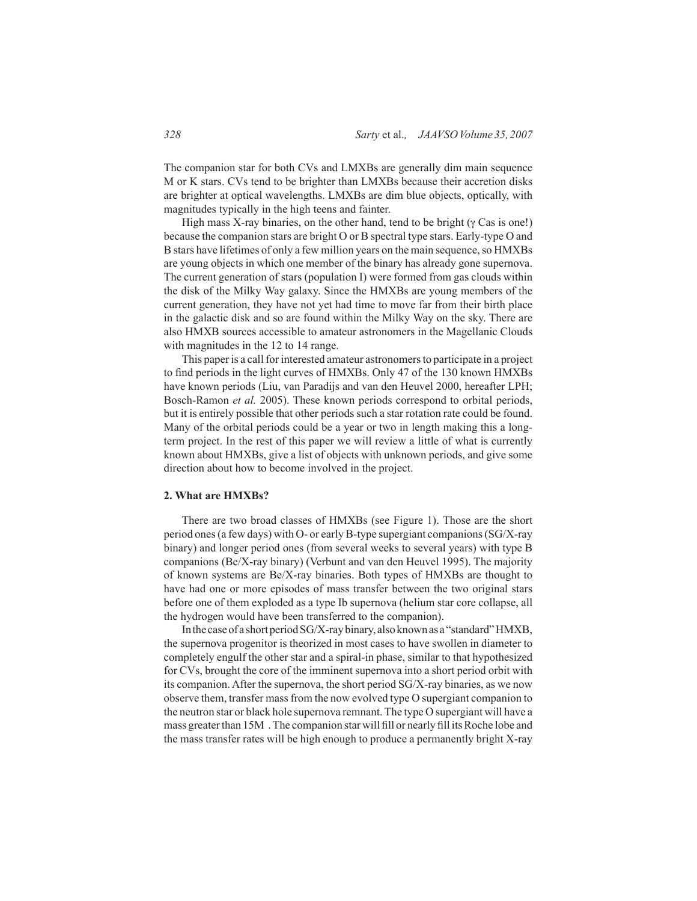The companion star for both CVs and LMXBs are generally dim main sequence M or K stars. CVs tend to be brighter than LMXBs because their accretion disks are brighter at optical wavelengths. LMXBs are dim blue objects, optically, with magnitudes typically in the high teens and fainter.

High mass X-ray binaries, on the other hand, tend to be bright (γ Cas is one!) because the companion stars are bright O or B spectral type stars. Early-type O and B stars have lifetimes of only a few million years on the main sequence, so HMXBs are young objects in which one member of the binary has already gone supernova. The current generation of stars (population I) were formed from gas clouds within the disk of the Milky Way galaxy. Since the HMXBs are young members of the current generation, they have not yet had time to move far from their birth place in the galactic disk and so are found within the Milky Way on the sky. There are also HMXB sources accessible to amateur astronomers in the Magellanic Clouds with magnitudes in the 12 to 14 range.

This paper is a call for interested amateur astronomers to participate in a project to find periods in the light curves of HMXBs. Only 47 of the 130 known HMXBs have known periods (Liu, van Paradijs and van den Heuvel 2000, hereafter LPH; Bosch-Ramon *et al.* 2005). These known periods correspond to orbital periods, but it is entirely possible that other periods such a star rotation rate could be found. Many of the orbital periods could be a year or two in length making this a long-term project. In the rest of this paper we will review a little of what is currently known about HMXBs, give a list of objects with unknown periods, and give some direction about how to become involved in the project.

## 2. What are HMXBs?

There are two broad classes of HMXBs (see Figure 1). Those are the short period ones (a few days) with O- or early B-type supergiant companions (SG/X-ray binary) and longer period ones (from several weeks to several years) with type B companions (Be/X-ray binary) (Verbunt and van den Heuvel 1995). The majority of known systems are Be/X-ray binaries. Both types of HMXBs are thought to have had one or more episodes of mass transfer between the two original stars before one of them exploded as a type Ib supernova (helium star core collapse, all the hydrogen would have been transferred to the companion).

In the case of a short period SG/X-ray binary, also known as a "standard" HMXB, the supernova progenitor is theorized in most cases to have swollen in diameter to completely engulf the other star and a spiral-in phase, similar to that hypothesized for CVs, brought the core of the imminent supernova into a short period orbit with its companion. After the supernova, the short period SG/X-ray binaries, as we now observe them, transfer mass from the now evolved type O supergiant companion to the neutron star or black hole supernova remnant. The type O supergiant will have a mass greater than $15M_{\odot}$. The companion star will fill or nearly fill its Roche lobe and the mass transfer rates will be high enough to produce a permanently bright X-ray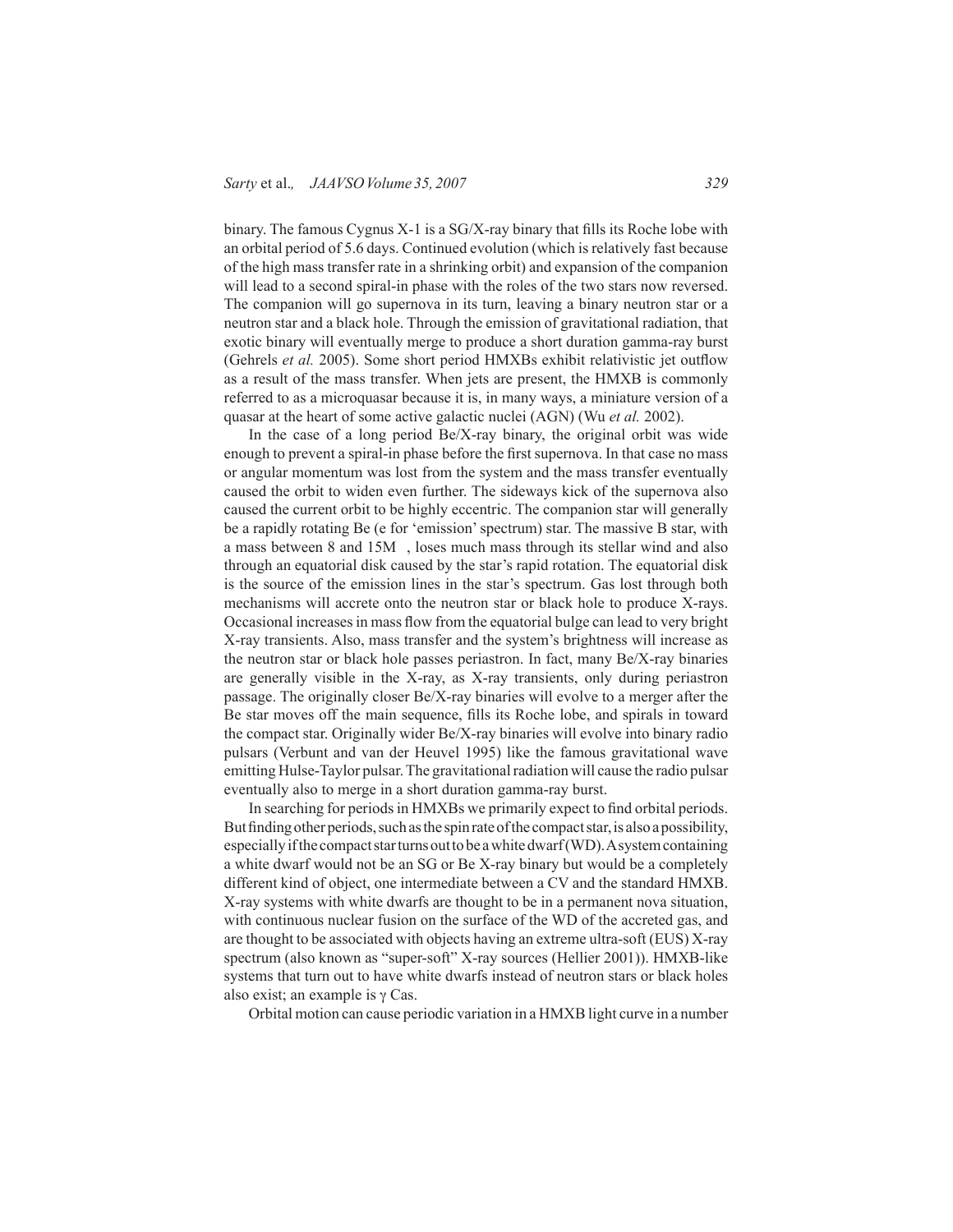binary. The famous Cygnus X-1 is a SG/X-ray binary that fills its Roche lobe with an orbital period of 5.6 days. Continued evolution (which is relatively fast because of the high mass transfer rate in a shrinking orbit) and expansion of the companion will lead to a second spiral-in phase with the roles of the two stars now reversed. The companion will go supernova in its turn, leaving a binary neutron star or a neutron star and a black hole. Through the emission of gravitational radiation, that exotic binary will eventually merge to produce a short duration gamma-ray burst (Gehrels *et al.* 2005). Some short period HMXBs exhibit relativistic jet outflow as a result of the mass transfer. When jets are present, the HMXB is commonly referred to as a microquasar because it is, in many ways, a miniature version of a quasar at the heart of some active galactic nuclei (AGN) (Wu *et al.* 2002).

In the case of a long period Be/X-ray binary, the original orbit was wide enough to prevent a spiral-in phase before the first supernova. In that case no mass or angular momentum was lost from the system and the mass transfer eventually caused the orbit to widen even further. The sideways kick of the supernova also caused the current orbit to be highly eccentric. The companion star will generally be a rapidly rotating Be (e for 'emission' spectrum) star. The massive B star, with a mass between 8 and 15M , loses much mass through its stellar wind and also through an equatorial disk caused by the star's rapid rotation. The equatorial disk is the source of the emission lines in the star's spectrum. Gas lost through both mechanisms will accrete onto the neutron star or black hole to produce X-rays. Occasional increases in mass flow from the equatorial bulge can lead to very bright X-ray transients. Also, mass transfer and the system's brightness will increase as the neutron star or black hole passes periastron. In fact, many Be/X-ray binaries are generally visible in the X-ray, as X-ray transients, only during periastron passage. The originally closer Be/X-ray binaries will evolve to a merger after the Be star moves off the main sequence, fills its Roche lobe, and spirals in toward the compact star. Originally wider Be/X-ray binaries will evolve into binary radio pulsars (Verbunt and van der Heuvel 1995) like the famous gravitational wave emitting Hulse-Taylor pulsar. The gravitational radiation will cause the radio pulsar eventually also to merge in a short duration gamma-ray burst.

In searching for periods in HMXBs we primarily expect to find orbital periods. But finding other periods, such as the spin rate of the compact star, is also a possibility, especially if the compact star turns out to be a white dwarf (WD). A system containing a white dwarf would not be an SG or Be X-ray binary but would be a completely different kind of object, one intermediate between a CV and the standard HMXB. X-ray systems with white dwarfs are thought to be in a permanent nova situation, with continuous nuclear fusion on the surface of the WD of the accreted gas, and are thought to be associated with objects having an extreme ultra-soft (EUS) X-ray spectrum (also known as "super-soft" X-ray sources (Hellier 2001)). HMXB-like systems that turn out to have white dwarfs instead of neutron stars or black holes also exist; an example is γ Cas.

Orbital motion can cause periodic variation in a HMXB light curve in a number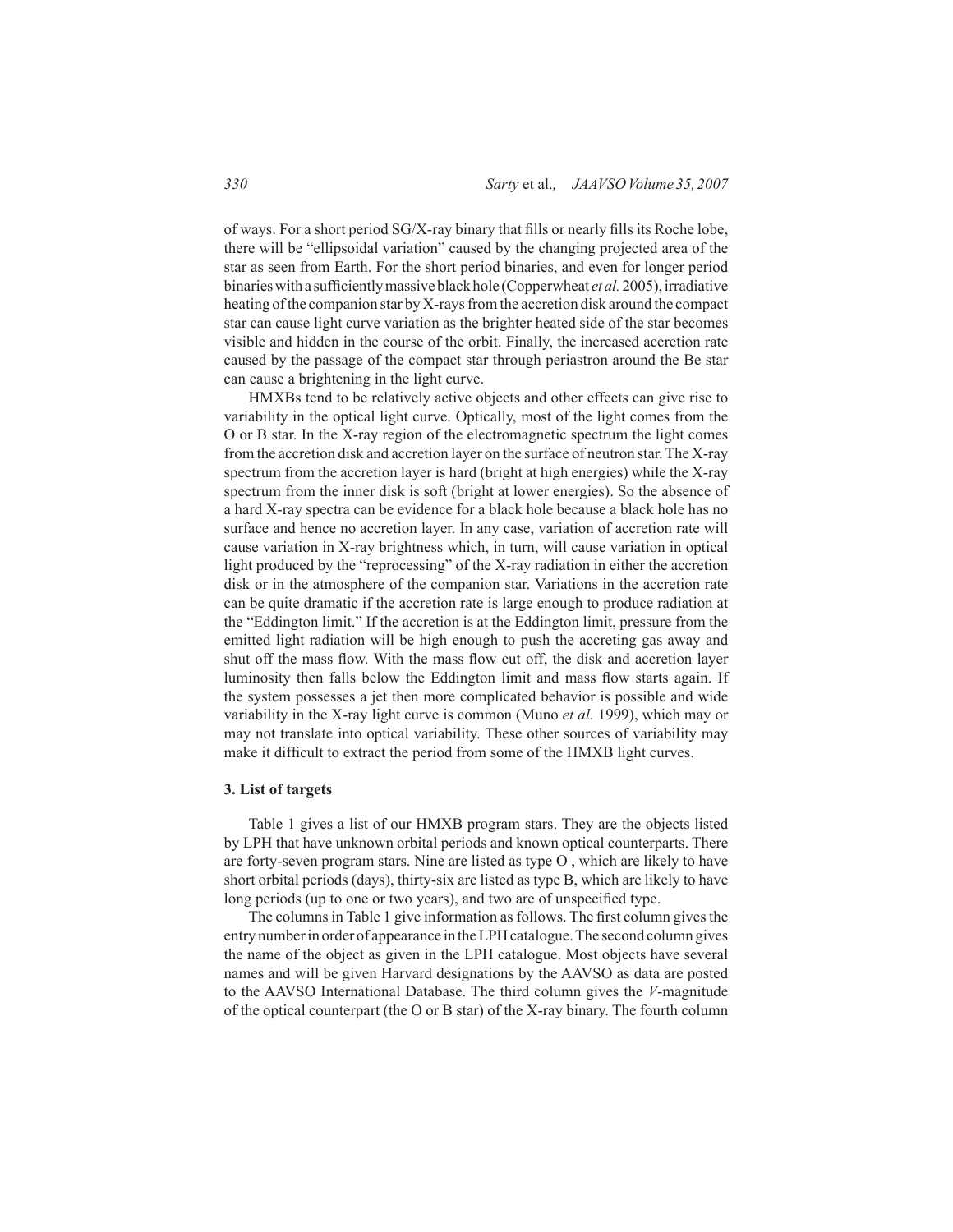of ways. For a short period SG/X-ray binary that fills or nearly fills its Roche lobe, there will be "ellipsoidal variation" caused by the changing projected area of the star as seen from Earth. For the short period binaries, and even for longer period binaries with a sufficiently massive black hole (Copperwheat *et al.* 2005), irradiative heating of the companion star by X-rays from the accretion disk around the compact star can cause light curve variation as the brighter heated side of the star becomes visible and hidden in the course of the orbit. Finally, the increased accretion rate caused by the passage of the compact star through periastron around the Be star can cause a brightening in the light curve.

HMXBs tend to be relatively active objects and other effects can give rise to variability in the optical light curve. Optically, most of the light comes from the O or B star. In the X-ray region of the electromagnetic spectrum the light comes from the accretion disk and accretion layer on the surface of neutron star. The X-ray spectrum from the accretion layer is hard (bright at high energies) while the X-ray spectrum from the inner disk is soft (bright at lower energies). So the absence of a hard X-ray spectra can be evidence for a black hole because a black hole has no surface and hence no accretion layer. In any case, variation of accretion rate will cause variation in X-ray brightness which, in turn, will cause variation in optical light produced by the "reprocessing" of the X-ray radiation in either the accretion disk or in the atmosphere of the companion star. Variations in the accretion rate can be quite dramatic if the accretion rate is large enough to produce radiation at the "Eddington limit." If the accretion is at the Eddington limit, pressure from the emitted light radiation will be high enough to push the accreting gas away and shut off the mass flow. With the mass flow cut off, the disk and accretion layer luminosity then falls below the Eddington limit and mass flow starts again. If the system possesses a jet then more complicated behavior is possible and wide variability in the X-ray light curve is common (Muno *et al.* 1999), which may or may not translate into optical variability. These other sources of variability may make it difficult to extract the period from some of the HMXB light curves.

## 3. List of targets

Table 1 gives a list of our HMXB program stars. They are the objects listed by LPH that have unknown orbital periods and known optical counterparts. There are forty-seven program stars. Nine are listed as type O , which are likely to have short orbital periods (days), thirty-six are listed as type B, which are likely to have long periods (up to one or two years), and two are of unspecified type.

The columns in Table 1 give information as follows. The first column gives the entry number in order of appearance in the LPH catalogue. The second column gives the name of the object as given in the LPH catalogue. Most objects have several names and will be given Harvard designations by the AAVSO as data are posted to the AAVSO International Database. The third column gives the *V*-magnitude of the optical counterpart (the O or B star) of the X-ray binary. The fourth column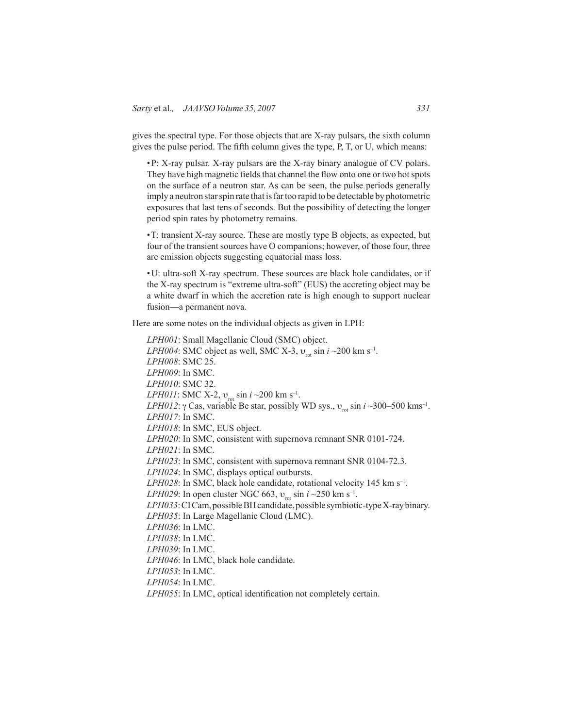gives the spectral type. For those objects that are X-ray pulsars, the sixth column gives the pulse period. The fifth column gives the type, P, T, or U, which means:

- P: X-ray pulsar. X-ray pulsars are the X-ray binary analogue of CV polars. They have high magnetic fields that channel the flow onto one or two hot spots on the surface of a neutron star. As can be seen, the pulse periods generally imply a neutron star spin rate that is far too rapid to be detectable by photometric exposures that last tens of seconds. But the possibility of detecting the longer period spin rates by photometry remains.

- T: transient X-ray source. These are mostly type B objects, as expected, but four of the transient sources have O companions; however, of those four, three are emission objects suggesting equatorial mass loss.

- U: ultra-soft X-ray spectrum. These sources are black hole candidates, or if the X-ray spectrum is "extreme ultra-soft" (EUS) the accreting object may be a white dwarf in which the accretion rate is high enough to support nuclear fusion—a permanent nova.

Here are some notes on the individual objects as given in LPH:

*LPH001*: Small Magellanic Cloud (SMC) object.
*LPH004*: SMC object as well, SMC X-3, $\upsilon_{rot} \sin i$ ~200 km $s^{-1}$.
*LPH008*: SMC 25.
*LPH009*: In SMC.
*LPH010*: SMC 32.
*LPH011*: SMC X-2, $\upsilon_{rot} \sin i$ ~200 km $s^{-1}$.
*LPH012*: γ Cas, variable Be star, possibly WD sys., $\upsilon_{rot} \sin i$ ~300–500 km$s^{-1}$.
*LPH017*: In SMC.
*LPH018*: In SMC, EUS object.
*LPH020*: In SMC, consistent with supernova remnant SNR 0101-724.
*LPH021*: In SMC.
*LPH023*: In SMC, consistent with supernova remnant SNR 0104-72.3.
*LPH024*: In SMC, displays optical outbursts.
*LPH028*: In SMC, black hole candidate, rotational velocity 145 km $s^{-1}$.
*LPH029*: In open cluster NGC 663, $\upsilon_{rot} \sin i$ ~250 km $s^{-1}$.
*LPH033*: CI Cam, possible BH candidate, possible symbiotic-type X-ray binary.
*LPH035*: In Large Magellanic Cloud (LMC).
*LPH036*: In LMC.
*LPH038*: In LMC.
*LPH039*: In LMC.
*LPH046*: In LMC, black hole candidate.
*LPH053*: In LMC.
*LPH054*: In LMC.
*LPH055*: In LMC, optical identification not completely certain.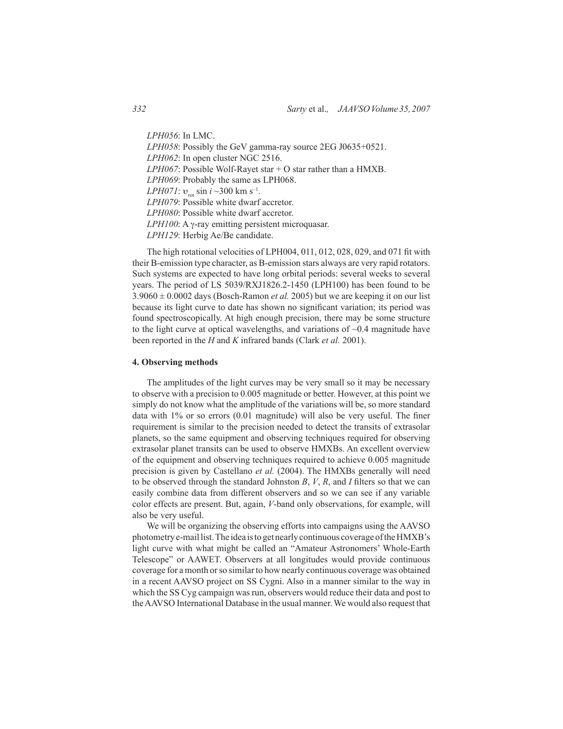*LPH056*: In LMC.
*LPH058*: Possibly the GeV gamma-ray source 2EG J0635+0521.
*LPH062*: In open cluster NGC 2516.
*LPH067*: Possible Wolf-Rayet star + O star rather than a HMXB.
*LPH069*: Probably the same as LPH068.
*LPH071*: $\upsilon_{rot} \sin i \sim 300$ km s$^{-1}$.
*LPH079*: Possible white dwarf accretor.
*LPH080*: Possible white dwarf accretor.
*LPH100*: A $\gamma$-ray emitting persistent microquasar.
*LPH129*: Herbig Ae/Be candidate.

The high rotational velocities of LPH004, 011, 012, 028, 029, and 071 fit with their B-emission type character, as B-emission stars always are very rapid rotators. Such systems are expected to have long orbital periods: several weeks to several years. The period of LS 5039/RXJ1826.2-1450 (LPH100) has been found to be $3.9060 \pm 0.0002$ days (Bosch-Ramon *et al.* 2005) but we are keeping it on our list because its light curve to date has shown no significant variation; its period was found spectroscopically. At high enough precision, there may be some structure to the light curve at optical wavelengths, and variations of ~0.4 magnitude have been reported in the *H* and *K* infrared bands (Clark *et al.* 2001).

**4. Observing methods**

The amplitudes of the light curves may be very small so it may be necessary to observe with a precision to 0.005 magnitude or better. However, at this point we simply do not know what the amplitude of the variations will be, so more standard data with 1% or so errors (0.01 magnitude) will also be very useful. The finer requirement is similar to the precision needed to detect the transits of extrasolar planets, so the same equipment and observing techniques required for observing extrasolar planet transits can be used to observe HMXBs. An excellent overview of the equipment and observing techniques required to achieve 0.005 magnitude precision is given by Castellano *et al.* (2004). The HMXBs generally will need to be observed through the standard Johnston *B*, *V*, *R*, and *I* filters so that we can easily combine data from different observers and so we can see if any variable color effects are present. But, again, *V*-band only observations, for example, will also be very useful.

We will be organizing the observing efforts into campaigns using the AAVSO photometry e-mail list. The idea is to get nearly continuous coverage of the HMXB's light curve with what might be called an "Amateur Astronomers' Whole-Earth Telescope" or AAWET. Observers at all longitudes would provide continuous coverage for a month or so similar to how nearly continuous coverage was obtained in a recent AAVSO project on SS Cygni. Also in a manner similar to the way in which the SS Cyg campaign was run, observers would reduce their data and post to the AAVSO International Database in the usual manner. We would also request that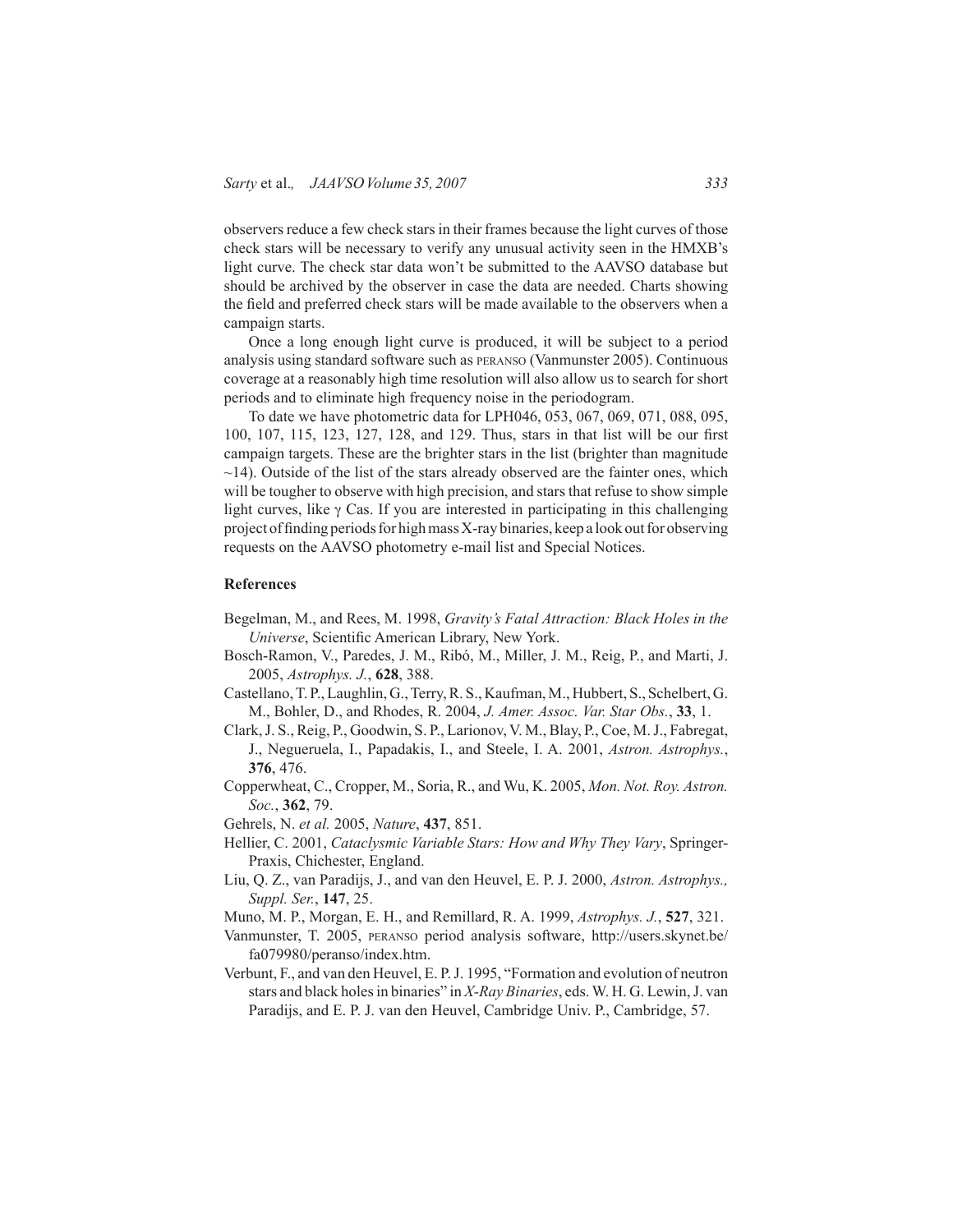observers reduce a few check stars in their frames because the light curves of those check stars will be necessary to verify any unusual activity seen in the HMXB's light curve. The check star data won't be submitted to the AAVSO database but should be archived by the observer in case the data are needed. Charts showing the field and preferred check stars will be made available to the observers when a campaign starts.

Once a long enough light curve is produced, it will be subject to a period analysis using standard software such as PERANSO (Vanmunster 2005). Continuous coverage at a reasonably high time resolution will also allow us to search for short periods and to eliminate high frequency noise in the periodogram.

To date we have photometric data for LPH046, 053, 067, 069, 071, 088, 095, 100, 107, 115, 123, 127, 128, and 129. Thus, stars in that list will be our first campaign targets. These are the brighter stars in the list (brighter than magnitude ~14). Outside of the list of the stars already observed are the fainter ones, which will be tougher to observe with high precision, and stars that refuse to show simple light curves, like γ Cas. If you are interested in participating in this challenging project of finding periods for high mass X-ray binaries, keep a look out for observing requests on the AAVSO photometry e-mail list and Special Notices.

## References

Begelman, M., and Rees, M. 1998, *Gravity's Fatal Attraction: Black Holes in the Universe*, Scientific American Library, New York.

Bosch-Ramon, V., Paredes, J. M., Ribó, M., Miller, J. M., Reig, P., and Marti, J. 2005, *Astrophys. J.*, **628**, 388.

Castellano, T. P., Laughlin, G., Terry, R. S., Kaufman, M., Hubbert, S., Schelbert, G. M., Bohler, D., and Rhodes, R. 2004, *J. Amer. Assoc. Var. Star Obs.*, **33**, 1.

Clark, J. S., Reig, P., Goodwin, S. P., Larionov, V. M., Blay, P., Coe, M. J., Fabregat, J., Negueruela, I., Papadakis, I., and Steele, I. A. 2001, *Astron. Astrophys.*, **376**, 476.

Copperwheat, C., Cropper, M., Soria, R., and Wu, K. 2005, *Mon. Not. Roy. Astron. Soc.*, **362**, 79.

Gehrels, N. *et al.* 2005, *Nature*, **437**, 851.

Hellier, C. 2001, *Cataclysmic Variable Stars: How and Why They Vary*, Springer-Praxis, Chichester, England.

Liu, Q. Z., van Paradijs, J., and van den Heuvel, E. P. J. 2000, *Astron. Astrophys., Suppl. Ser.*, **147**, 25.

Muno, M. P., Morgan, E. H., and Remillard, R. A. 1999, *Astrophys. J.*, **527**, 321.

Vanmunster, T. 2005, PERANSO period analysis software, http://users.skynet.be/fa079980/peranso/index.htm.

Verbunt, F., and van den Heuvel, E. P. J. 1995, "Formation and evolution of neutron stars and black holes in binaries" in *X-Ray Binaries*, eds. W. H. G. Lewin, J. van Paradijs, and E. P. J. van den Heuvel, Cambridge Univ. P., Cambridge, 57.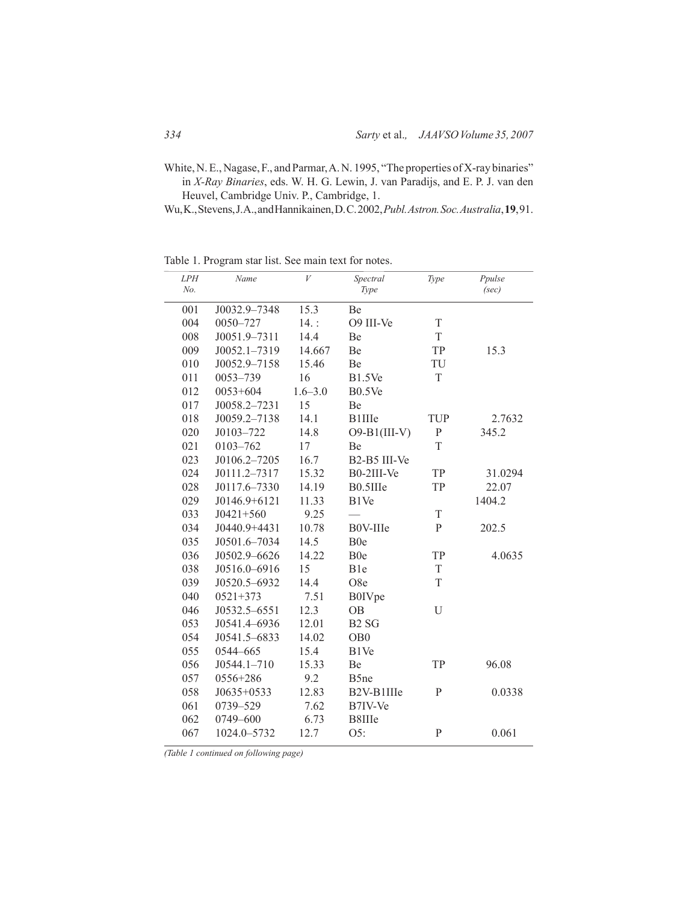White, N. E., Nagase, F., and Parmar, A. N. 1995, "The properties of X-ray binaries" in *X-Ray Binaries*, eds. W. H. G. Lewin, J. van Paradijs, and E. P. J. van den Heuvel, Cambridge Univ. P., Cambridge, 1.

Wu, K., Stevens, J. A., and Hannikainen, D. C. 2002, *Publ. Astron. Soc. Australia*, **19**, 91.

Table 1. Program star list. See main text for notes.

| *LPH No.* | *Name* | *V* | *Spectral Type* | *Type* | *Ppulse (sec)* |
|---|---|---|---|---|---|
| 001 | J0032.9–7348 | 15.3 | Be | | |
| 004 | 0050–727 | 14. : | O9 III-Ve | T | |
| 008 | J0051.9–7311 | 14.4 | Be | T | |
| 009 | J0052.1–7319 | 14.667 | Be | TP | 15.3 |
| 010 | J0052.9–7158 | 15.46 | Be | TU | |
| 011 | 0053–739 | 16 | B1.5Ve | T | |
| 012 | 0053+604 | 1.6–3.0 | B0.5Ve | | |
| 017 | J0058.2–7231 | 15 | Be | | |
| 018 | J0059.2–7138 | 14.1 | B1IIIe | TUP | 2.7632 |
| 020 | J0103–722 | 14.8 | O9-B1(III-V) | P | 345.2 |
| 021 | 0103–762 | 17 | Be | T | |
| 023 | J0106.2–7205 | 16.7 | B2-B5 III-Ve | | |
| 024 | J0111.2–7317 | 15.32 | B0-2III-Ve | TP | 31.0294 |
| 028 | J0117.6–7330 | 14.19 | B0.5IIIe | TP | 22.07 |
| 029 | J0146.9+6121 | 11.33 | B1Ve | | 1404.2 |
| 033 | J0421+560 | 9.25 | — | T | |
| 034 | J0440.9+4431 | 10.78 | B0V-IIIe | P | 202.5 |
| 035 | J0501.6–7034 | 14.5 | B0e | | |
| 036 | J0502.9–6626 | 14.22 | B0e | TP | 4.0635 |
| 038 | J0516.0–6916 | 15 | B1e | T | |
| 039 | J0520.5–6932 | 14.4 | O8e | T | |
| 040 | 0521+373 | 7.51 | B0IVpe | | |
| 046 | J0532.5–6551 | 12.3 | OB | U | |
| 053 | J0541.4–6936 | 12.01 | B2 SG | | |
| 054 | J0541.5–6833 | 14.02 | OB0 | | |
| 055 | 0544–665 | 15.4 | B1Ve | | |
| 056 | J0544.1–710 | 15.33 | Be | TP | 96.08 |
| 057 | 0556+286 | 9.2 | B5ne | | |
| 058 | J0635+0533 | 12.83 | B2V-B1IIIe | P | 0.0338 |
| 061 | 0739–529 | 7.62 | B7IV-Ve | | |
| 062 | 0749–600 | 6.73 | B8IIIe | | |
| 067 | 1024.0–5732 | 12.7 | O5: | P | 0.061 |

*(Table 1 continued on following page)*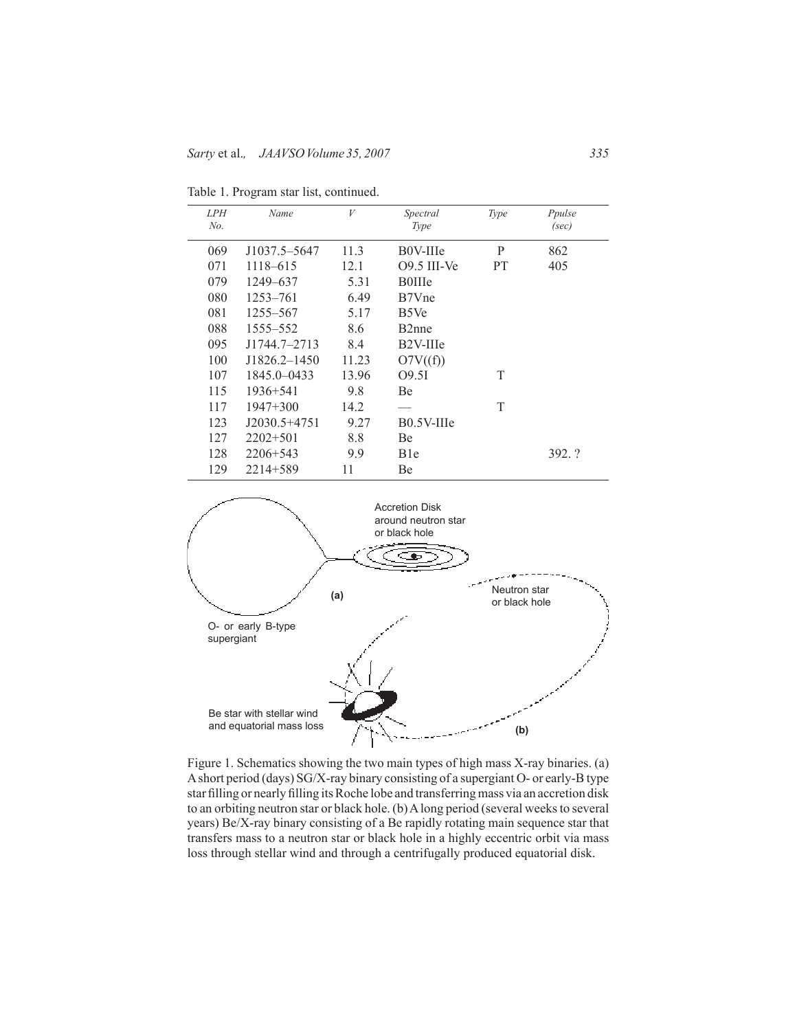Table 1. Program star list, continued.

| *LPH No.* | *Name* | *V* | *Spectral Type* | *Type* | *Ppulse (sec)* |
|---|---|---|---|---|---|
| 069 | J1037.5–5647 | 11.3 | B0V-IIIe | P | 862 |
| 071 | 1118–615 | 12.1 | O9.5 III-Ve | PT | 405 |
| 079 | 1249–637 | 5.31 | B0IIIe | | |
| 080 | 1253–761 | 6.49 | B7Vne | | |
| 081 | 1255–567 | 5.17 | B5Ve | | |
| 088 | 1555–552 | 8.6 | B2nne | | |
| 095 | J1744.7–2713 | 8.4 | B2V-IIIe | | |
| 100 | J1826.2–1450 | 11.23 | O7V((f)) | | |
| 107 | 1845.0–0433 | 13.96 | O9.5I | T | |
| 115 | 1936+541 | 9.8 | Be | | |
| 117 | 1947+300 | 14.2 | — | T | |
| 123 | J2030.5+4751 | 9.27 | B0.5V-IIIe | | |
| 127 | 2202+501 | 8.8 | Be | | |
| 128 | 2206+543 | 9.9 | B1e | | 392. ? |
| 129 | 2214+589 | 11 | Be | | |

Accretion Disk around neutron star or black hole

(a)

O- or early B-type supergiant

Neutron star or black hole

Be star with stellar wind and equatorial mass loss

(b)

Figure 1. Schematics showing the two main types of high mass X-ray binaries. (a) A short period (days) SG/X-ray binary consisting of a supergiant O- or early-B type star filling or nearly filling its Roche lobe and transferring mass via an accretion disk to an orbiting neutron star or black hole. (b) A long period (several weeks to several years) Be/X-ray binary consisting of a Be rapidly rotating main sequence star that transfers mass to a neutron star or black hole in a highly eccentric orbit via mass loss through stellar wind and through a centrifugally produced equatorial disk.